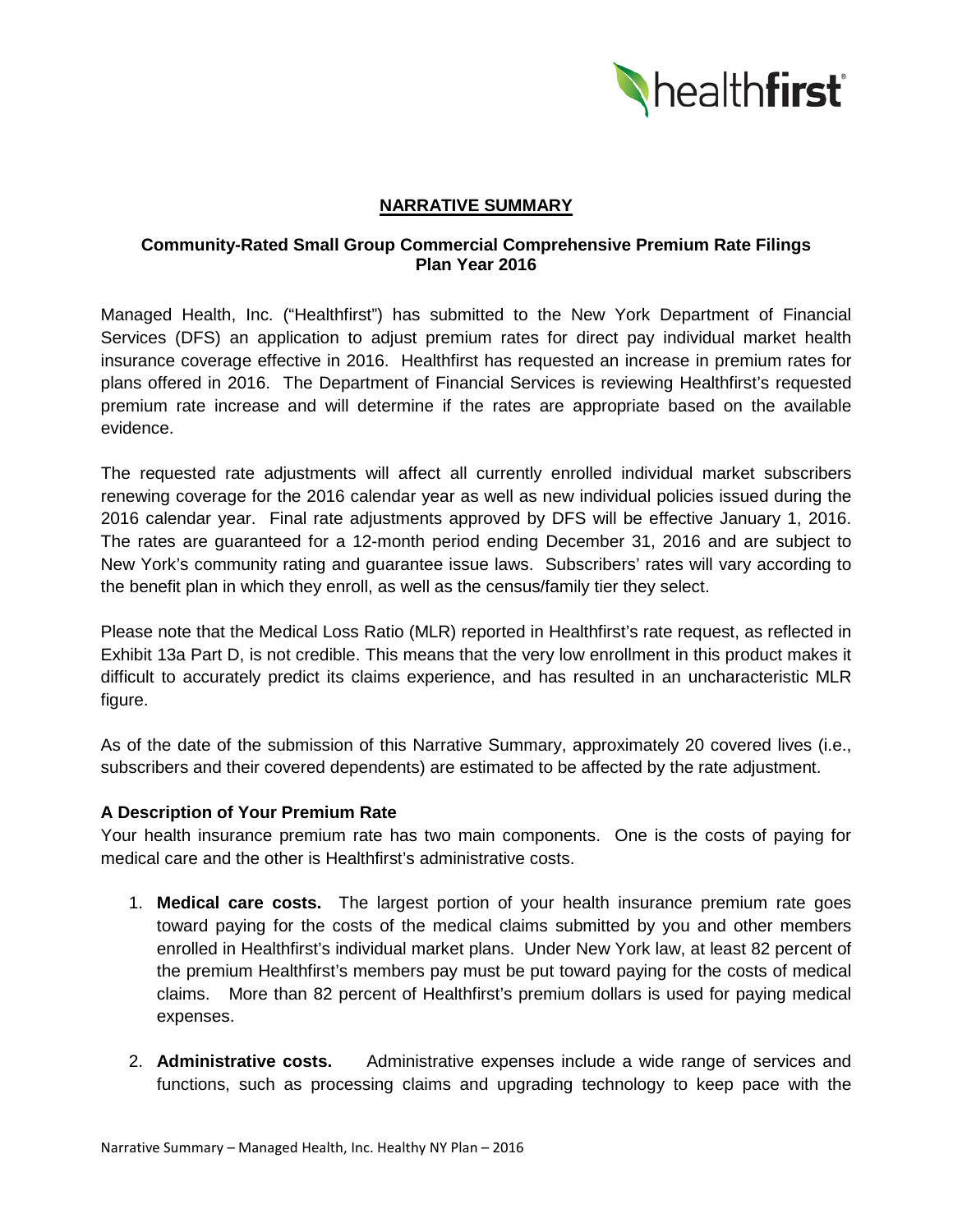## NARRATIVE SUMMARY

### Community-Rated Small Group Commercial Comprehensive Premium Rate Filings Plan Year 2016

Managed Health, Inc. ("Healthfirst") has submitted to the New York Department of Financial Services (DFS) an application to adjust premium rates for direct pay individual market health insurance coverage effective in 2016. Healthfirst has requested an increase in premium rates for plans offered in 2016. The Department of Financial Services is reviewing Healthfirst's requested premium rate increase and will determine if the rates are appropriate based on the available evidence.

The requested rate adjustments will affect all currently enrolled individual market subscribers renewing coverage for the 2016 calendar year as well as new individual policies issued during the 2016 calendar year. Final rate adjustments approved by DFS will be effective January 1, 2016. The rates are guaranteed for a 12-month period ending December 31, 2016 and are subject to New York's community rating and guarantee issue laws. Subscribers' rates will vary according to the benefit plan in which they enroll, as well as the census/family tier they select.

Please note that the Medical Loss Ratio (MLR) reported in Healthfirst's rate request, as reflected in Exhibit 13a Part D, is not credible. This means that the very low enrollment in this product makes it difficult to accurately predict its claims experience, and has resulted in an uncharacteristic MLR figure.

As of the date of the submission of this Narrative Summary, approximately 20 covered lives (i.e., subscribers and their covered dependents) are estimated to be affected by the rate adjustment.

### A Description of Your Premium Rate

Your health insurance premium rate has two main components. One is the costs of paying for medical care and the other is Healthfirst's administrative costs.

1. **Medical care costs.** The largest portion of your health insurance premium rate goes toward paying for the costs of the medical claims submitted by you and other members enrolled in Healthfirst's individual market plans. Under New York law, at least 82 percent of the premium Healthfirst's members pay must be put toward paying for the costs of medical claims. More than 82 percent of Healthfirst's premium dollars is used for paying medical expenses.
2. **Administrative costs.** Administrative expenses include a wide range of services and functions, such as processing claims and upgrading technology to keep pace with the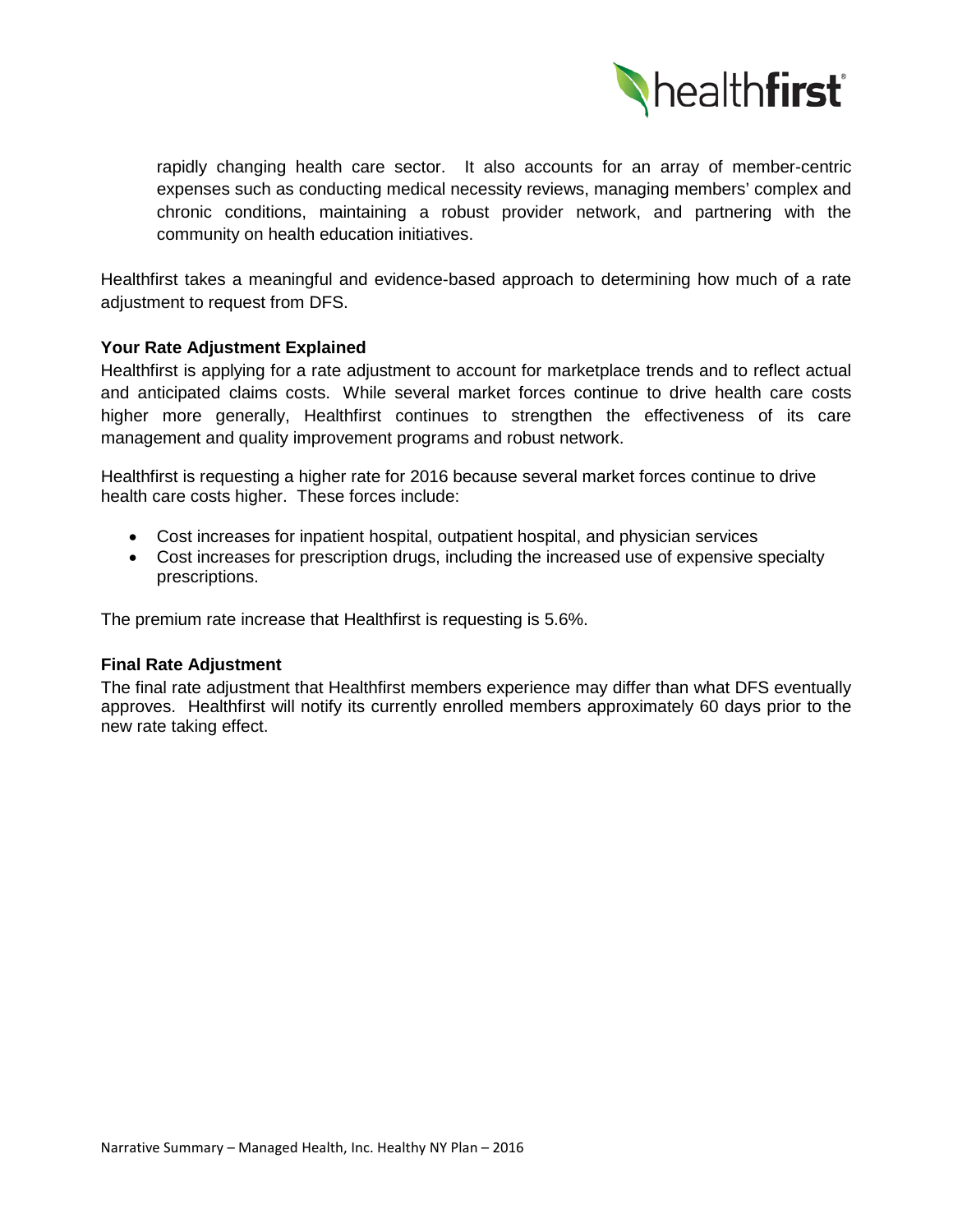rapidly changing health care sector. It also accounts for an array of member-centric expenses such as conducting medical necessity reviews, managing members' complex and chronic conditions, maintaining a robust provider network, and partnering with the community on health education initiatives.

Healthfirst takes a meaningful and evidence-based approach to determining how much of a rate adjustment to request from DFS.

**Your Rate Adjustment Explained**

Healthfirst is applying for a rate adjustment to account for marketplace trends and to reflect actual and anticipated claims costs. While several market forces continue to drive health care costs higher more generally, Healthfirst continues to strengthen the effectiveness of its care management and quality improvement programs and robust network.

Healthfirst is requesting a higher rate for 2016 because several market forces continue to drive health care costs higher. These forces include:

- Cost increases for inpatient hospital, outpatient hospital, and physician services
- Cost increases for prescription drugs, including the increased use of expensive specialty prescriptions.

The premium rate increase that Healthfirst is requesting is 5.6%.

**Final Rate Adjustment**

The final rate adjustment that Healthfirst members experience may differ than what DFS eventually approves. Healthfirst will notify its currently enrolled members approximately 60 days prior to the new rate taking effect.